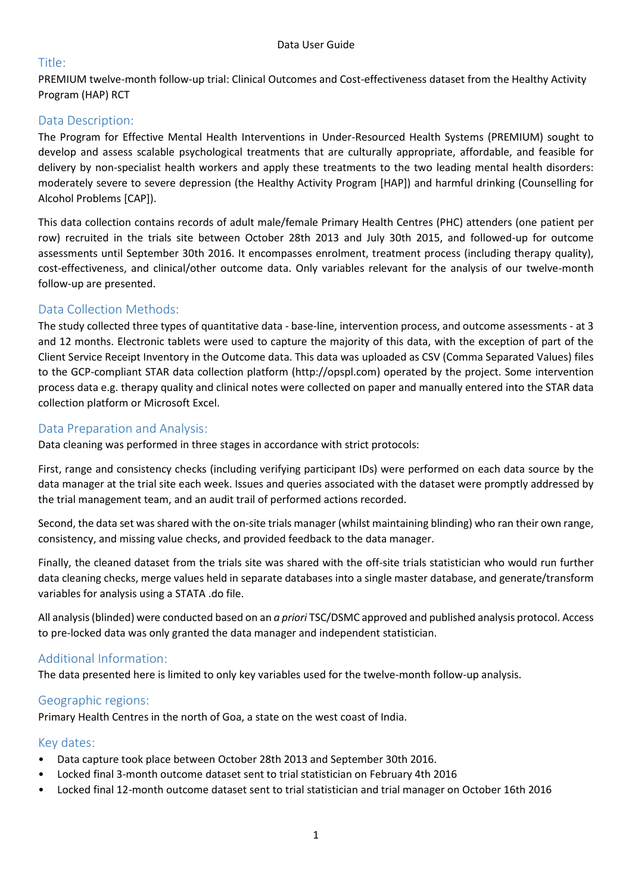Data User Guide

## Title:

PREMIUM twelve-month follow-up trial: Clinical Outcomes and Cost-effectiveness dataset from the Healthy Activity Program (HAP) RCT

## Data Description:

The Program for Effective Mental Health Interventions in Under-Resourced Health Systems (PREMIUM) sought to develop and assess scalable psychological treatments that are culturally appropriate, affordable, and feasible for delivery by non-specialist health workers and apply these treatments to the two leading mental health disorders: moderately severe to severe depression (the Healthy Activity Program [HAP]) and harmful drinking (Counselling for Alcohol Problems [CAP]).

This data collection contains records of adult male/female Primary Health Centres (PHC) attenders (one patient per row) recruited in the trials site between October 28th 2013 and July 30th 2015, and followed-up for outcome assessments until September 30th 2016. It encompasses enrolment, treatment process (including therapy quality), cost-effectiveness, and clinical/other outcome data. Only variables relevant for the analysis of our twelve-month follow-up are presented.

## Data Collection Methods:

The study collected three types of quantitative data - base-line, intervention process, and outcome assessments - at 3 and 12 months. Electronic tablets were used to capture the majority of this data, with the exception of part of the Client Service Receipt Inventory in the Outcome data. This data was uploaded as CSV (Comma Separated Values) files to the GCP-compliant STAR data collection platform (http://opspl.com) operated by the project. Some intervention process data e.g. therapy quality and clinical notes were collected on paper and manually entered into the STAR data collection platform or Microsoft Excel.

## Data Preparation and Analysis:

Data cleaning was performed in three stages in accordance with strict protocols:

First, range and consistency checks (including verifying participant IDs) were performed on each data source by the data manager at the trial site each week. Issues and queries associated with the dataset were promptly addressed by the trial management team, and an audit trail of performed actions recorded.

Second, the data set was shared with the on-site trials manager (whilst maintaining blinding) who ran their own range, consistency, and missing value checks, and provided feedback to the data manager.

Finally, the cleaned dataset from the trials site was shared with the off-site trials statistician who would run further data cleaning checks, merge values held in separate databases into a single master database, and generate/transform variables for analysis using a STATA .do file.

All analysis (blinded) were conducted based on an *a priori* TSC/DSMC approved and published analysis protocol. Access to pre-locked data was only granted the data manager and independent statistician.

## Additional Information:

The data presented here is limited to only key variables used for the twelve-month follow-up analysis.

## Geographic regions:

Primary Health Centres in the north of Goa, a state on the west coast of India.

## Key dates:

- Data capture took place between October 28th 2013 and September 30th 2016.
- Locked final 3-month outcome dataset sent to trial statistician on February 4th 2016
- Locked final 12-month outcome dataset sent to trial statistician and trial manager on October 16th 2016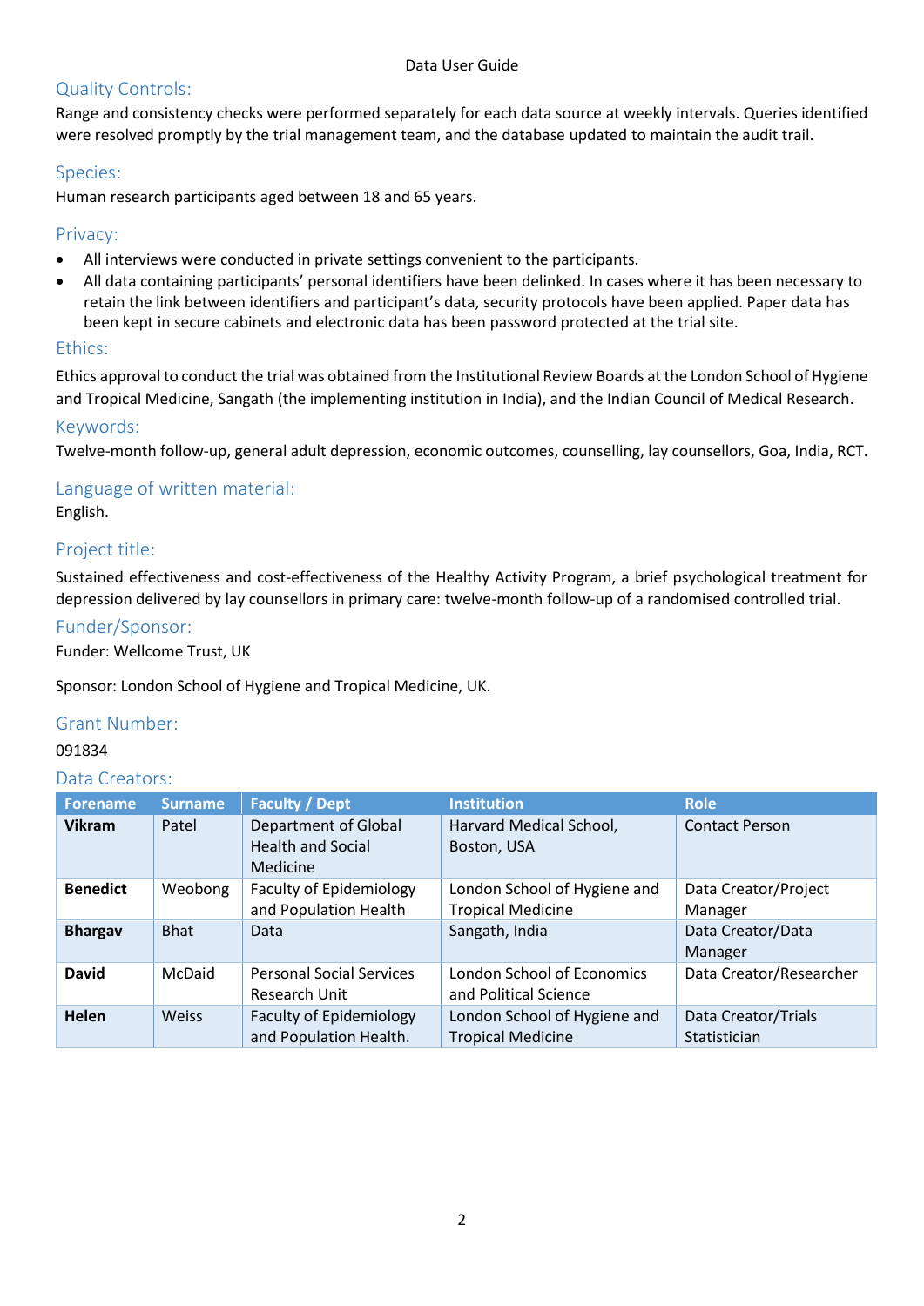## Quality Controls:

Range and consistency checks were performed separately for each data source at weekly intervals. Queries identified were resolved promptly by the trial management team, and the database updated to maintain the audit trail.

## Species:

Human research participants aged between 18 and 65 years.

## Privacy:

- All interviews were conducted in private settings convenient to the participants.
- All data containing participants' personal identifiers have been delinked. In cases where it has been necessary to retain the link between identifiers and participant's data, security protocols have been applied. Paper data has been kept in secure cabinets and electronic data has been password protected at the trial site.

## Ethics:

Ethics approval to conduct the trial was obtained from the Institutional Review Boards at the London School of Hygiene and Tropical Medicine, Sangath (the implementing institution in India), and the Indian Council of Medical Research.

## Keywords:

Twelve-month follow-up, general adult depression, economic outcomes, counselling, lay counsellors, Goa, India, RCT.

## Language of written material:

English.

## Project title:

Sustained effectiveness and cost-effectiveness of the Healthy Activity Program, a brief psychological treatment for depression delivered by lay counsellors in primary care: twelve-month follow-up of a randomised controlled trial.

## Funder/Sponsor:

Funder: Wellcome Trust, UK

Sponsor: London School of Hygiene and Tropical Medicine, UK.

## Grant Number:

091834

## Data Creators:

| Forename | Surname | Faculty / Dept | Institution | Role |
|---|---|---|---|---|
| **Vikram** | Patel | Department of Global Health and Social Medicine | Harvard Medical School, Boston, USA | Contact Person |
| **Benedict** | Weobong | Faculty of Epidemiology and Population Health | London School of Hygiene and Tropical Medicine | Data Creator/Project Manager |
| **Bhargav** | Bhat | Data | Sangath, India | Data Creator/Data Manager |
| **David** | McDaid | Personal Social Services Research Unit | London School of Economics and Political Science | Data Creator/Researcher |
| **Helen** | Weiss | Faculty of Epidemiology and Population Health. | London School of Hygiene and Tropical Medicine | Data Creator/Trials Statistician |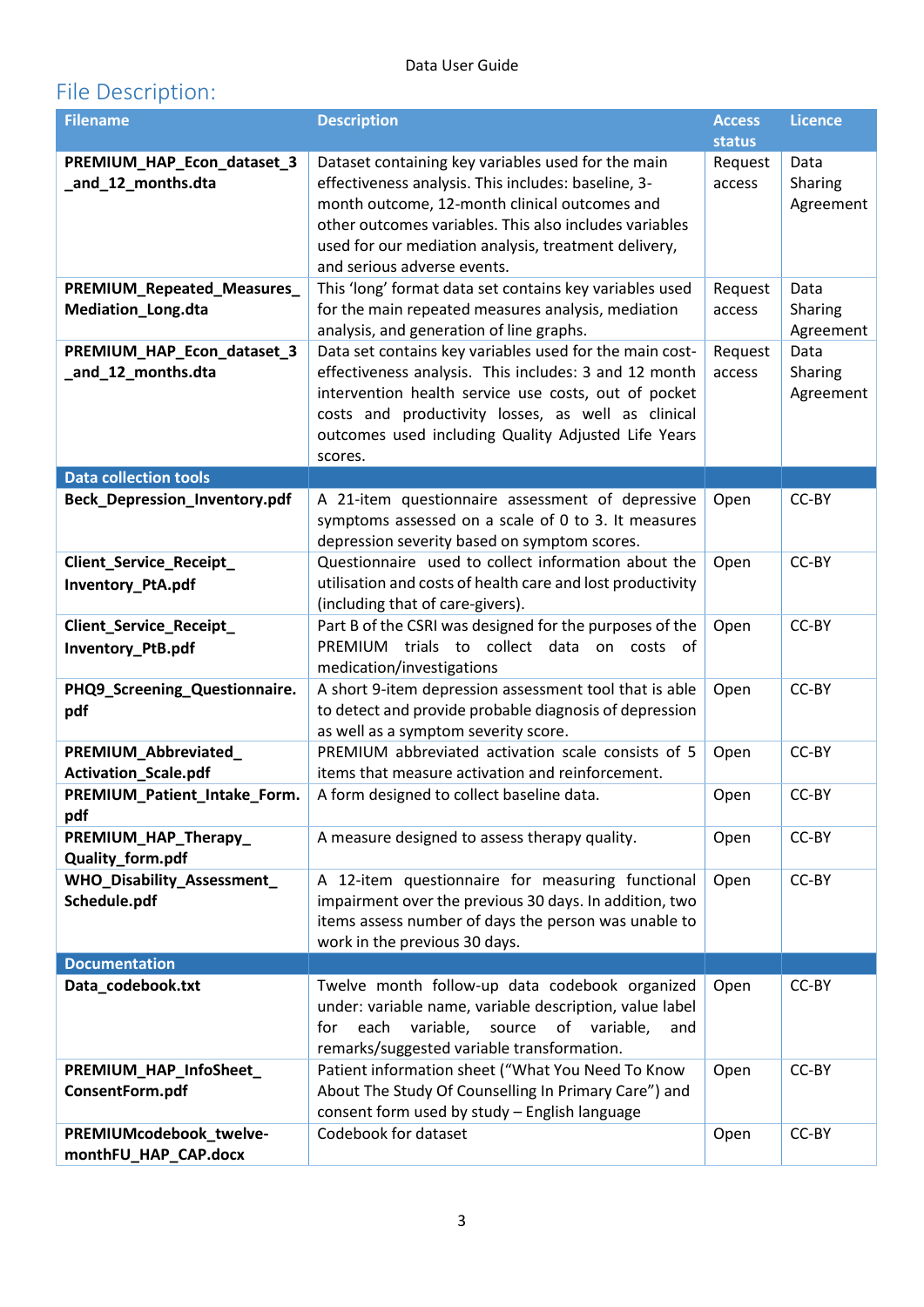## File Description:

| Filename | Description | Access status | Licence |
|---|---|---|---|
| **PREMIUM_HAP_Econ_dataset_3_and_12_months.dta** | Dataset containing key variables used for the main effectiveness analysis. This includes: baseline, 3-month outcome, 12-month clinical outcomes and other outcomes variables. This also includes variables used for our mediation analysis, treatment delivery, and serious adverse events. | Request access | Data Sharing Agreement |
| **PREMIUM_Repeated_Measures_Mediation_Long.dta** | This 'long' format data set contains key variables used for the main repeated measures analysis, mediation analysis, and generation of line graphs. | Request access | Data Sharing Agreement |
| **PREMIUM_HAP_Econ_dataset_3_and_12_months.dta** | Data set contains key variables used for the main cost-effectiveness analysis. This includes: 3 and 12 month intervention health service use costs, out of pocket costs and productivity losses, as well as clinical outcomes used including Quality Adjusted Life Years scores. | Request access | Data Sharing Agreement |
| **Data collection tools** | | | |
| **Beck_Depression_Inventory.pdf** | A 21-item questionnaire assessment of depressive symptoms assessed on a scale of 0 to 3. It measures depression severity based on symptom scores. | Open | CC-BY |
| **Client_Service_Receipt_Inventory_PtA.pdf** | Questionnaire used to collect information about the utilisation and costs of health care and lost productivity (including that of care-givers). | Open | CC-BY |
| **Client_Service_Receipt_Inventory_PtB.pdf** | Part B of the CSRI was designed for the purposes of the PREMIUM trials to collect data on costs of medication/investigations | Open | CC-BY |
| **PHQ9_Screening_Questionnaire.pdf** | A short 9-item depression assessment tool that is able to detect and provide probable diagnosis of depression as well as a symptom severity score. | Open | CC-BY |
| **PREMIUM_Abbreviated_Activation_Scale.pdf** | PREMIUM abbreviated activation scale consists of 5 items that measure activation and reinforcement. | Open | CC-BY |
| **PREMIUM_Patient_Intake_Form.pdf** | A form designed to collect baseline data. | Open | CC-BY |
| **PREMIUM_HAP_Therapy_Quality_form.pdf** | A measure designed to assess therapy quality. | Open | CC-BY |
| **WHO_Disability_Assessment_Schedule.pdf** | A 12-item questionnaire for measuring functional impairment over the previous 30 days. In addition, two items assess number of days the person was unable to work in the previous 30 days. | Open | CC-BY |
| **Documentation** | | | |
| **Data_codebook.txt** | Twelve month follow-up data codebook organized under: variable name, variable description, value label for each variable, source of variable, and remarks/suggested variable transformation. | Open | CC-BY |
| **PREMIUM_HAP_InfoSheet_ConsentForm.pdf** | Patient information sheet ("What You Need To Know About The Study Of Counselling In Primary Care") and consent form used by study – English language | Open | CC-BY |
| **PREMIUMcodebook_twelve-monthFU_HAP_CAP.docx** | Codebook for dataset | Open | CC-BY |